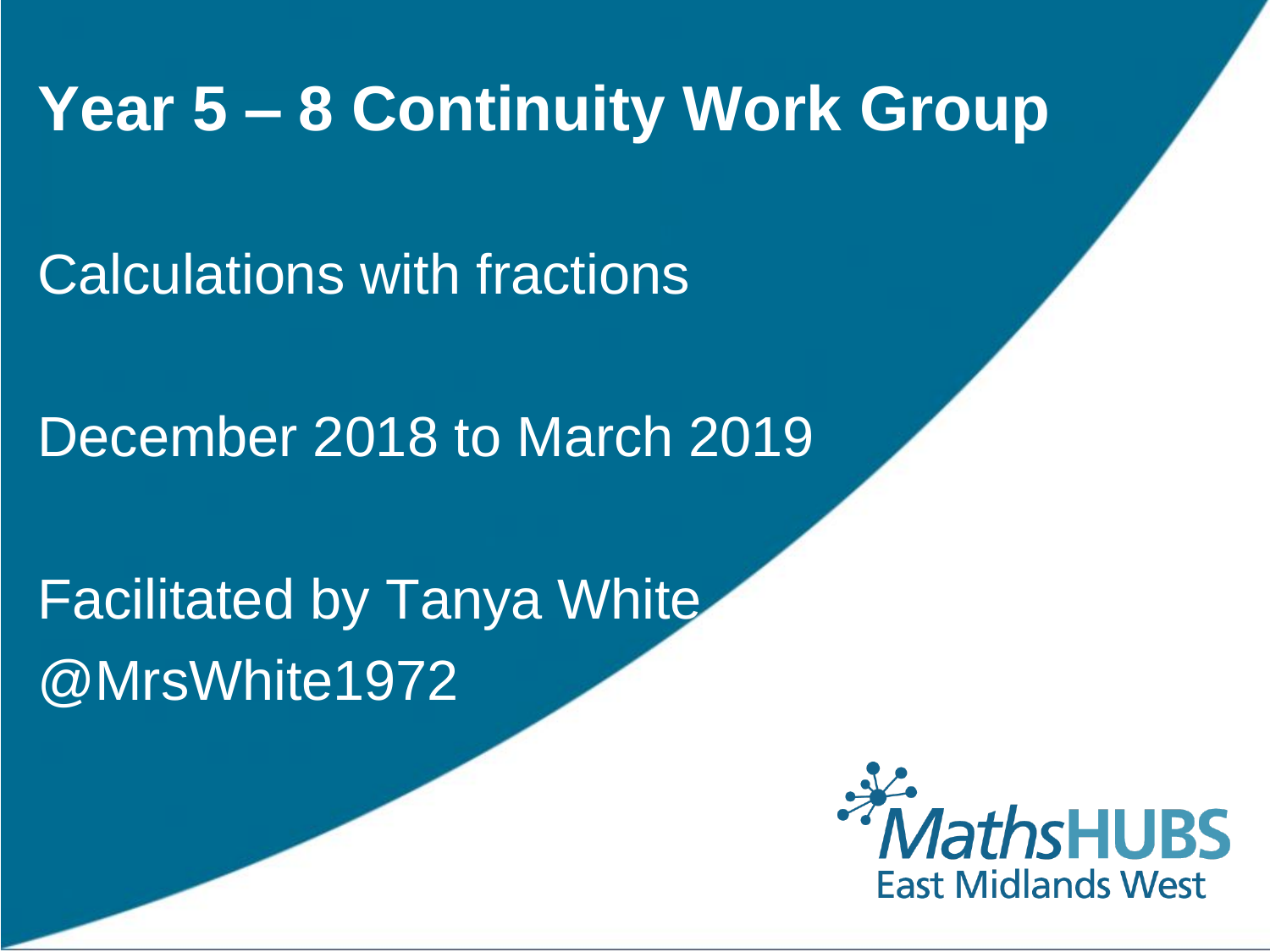# Year 5 – 8 Continuity Work Group

Calculations with fractions

December 2018 to March 2019

Facilitated by Tanya White
@MrsWhite1972

MathsHUBS
East Midlands West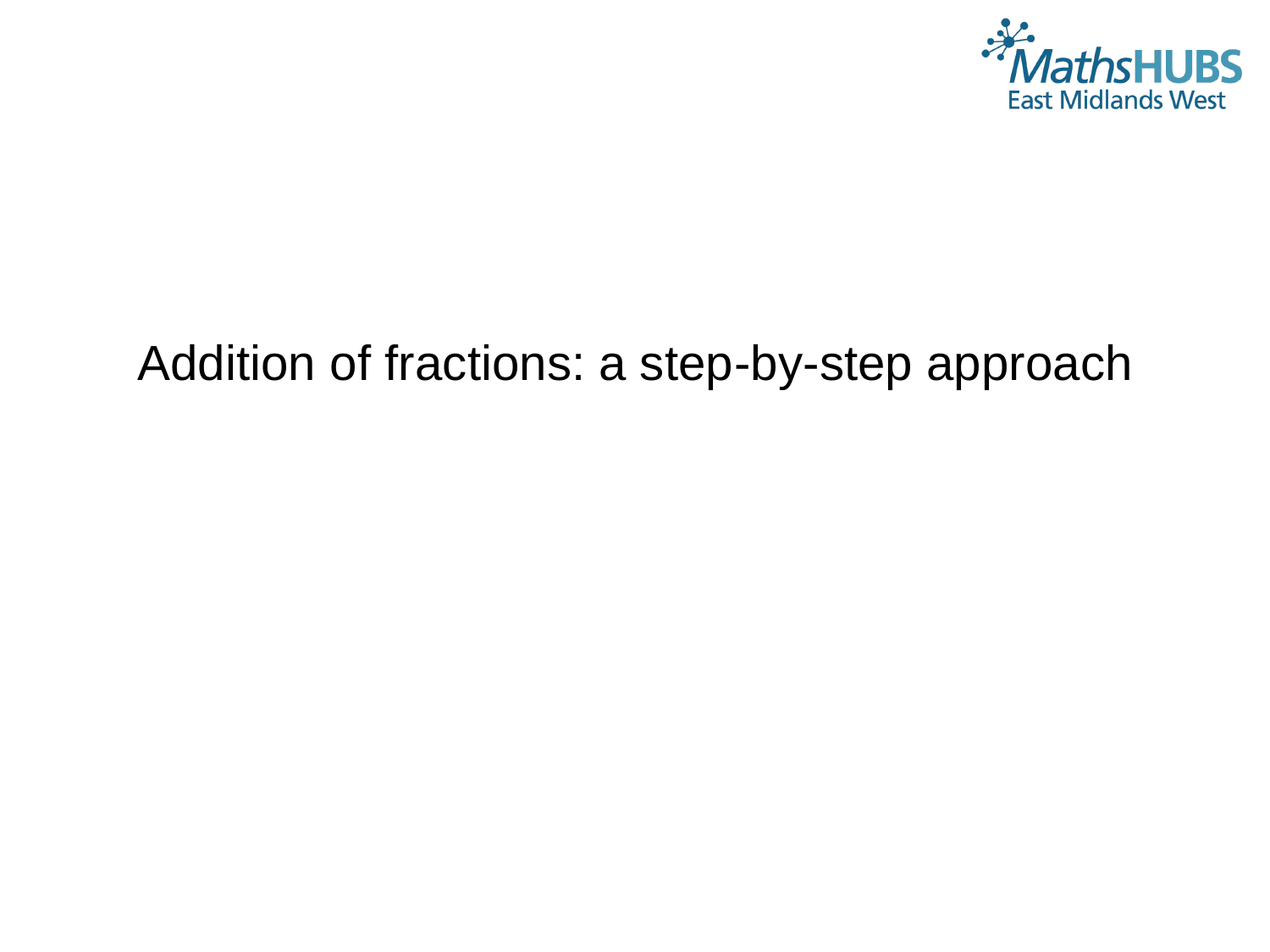# Addition of fractions: a step-by-step approach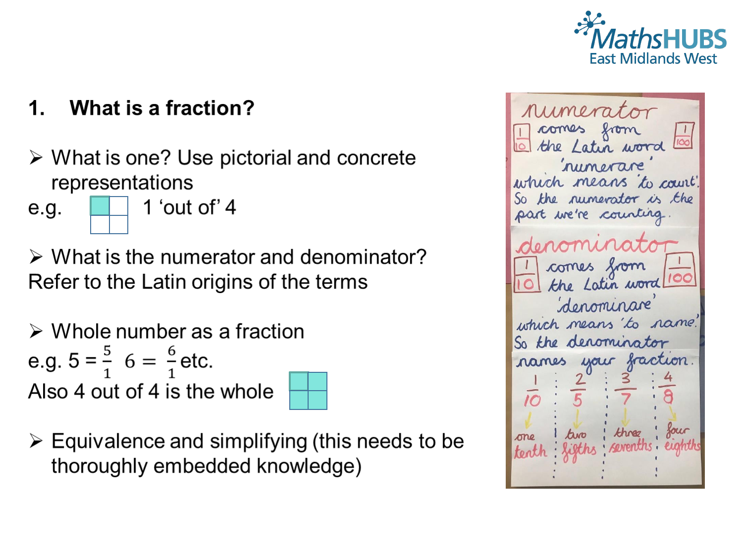## 1. What is a fraction?

- What is one? Use pictorial and concrete representations

e.g. 1 'out of' 4

- What is the numerator and denominator?

Refer to the Latin origins of the terms

- Whole number as a fraction

e.g. $5 = \frac{5}{1}$ $6 = \frac{6}{1}$ etc.

Also 4 out of 4 is the whole

- Equivalence and simplifying (this needs to be thoroughly embedded knowledge)

numerator comes from the Latin word 'numerare' which means 'to count'. So the numerator is the part we're counting.

denominator comes from the Latin word 'denominare' which means 'to name'. So the denominator names your fraction.

$\frac{1}{10}$ one tenth

$\frac{2}{5}$ two fifths

$\frac{3}{7}$ three sevenths

$\frac{4}{8}$ four eighths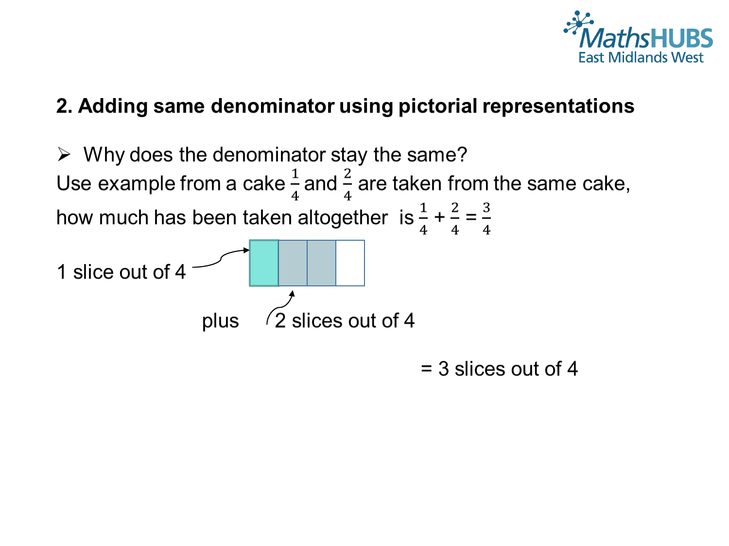## 2. Adding same denominator using pictorial representations

- Why does the denominator stay the same?

Use example from a cake $\frac{1}{4}$ and $\frac{2}{4}$ are taken from the same cake, how much has been taken altogether is $\frac{1}{4} + \frac{2}{4} = \frac{3}{4}$

1 slice out of 4

plus 2 slices out of 4

= 3 slices out of 4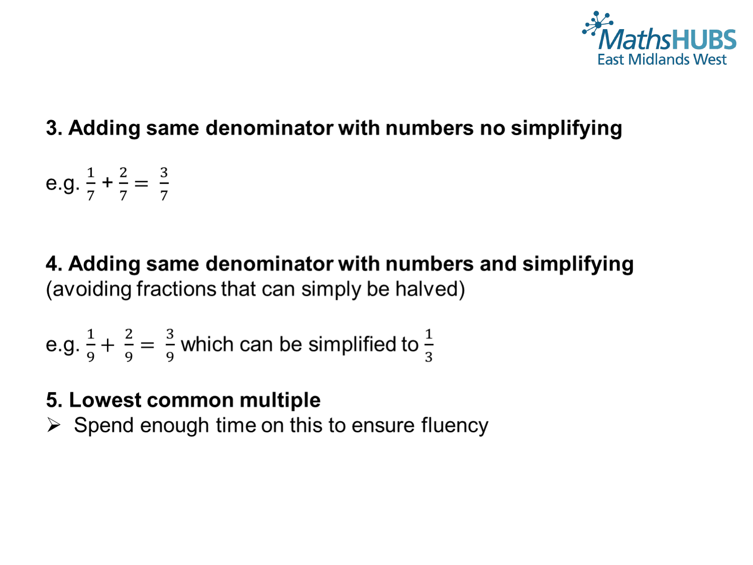**3. Adding same denominator with numbers no simplifying**

e.g. $\frac{1}{7} + \frac{2}{7} = \frac{3}{7}$

**4. Adding same denominator with numbers and simplifying** (avoiding fractions that can simply be halved)

e.g. $\frac{1}{9} + \frac{2}{9} = \frac{3}{9}$ which can be simplified to $\frac{1}{3}$

**5. Lowest common multiple**

- Spend enough time on this to ensure fluency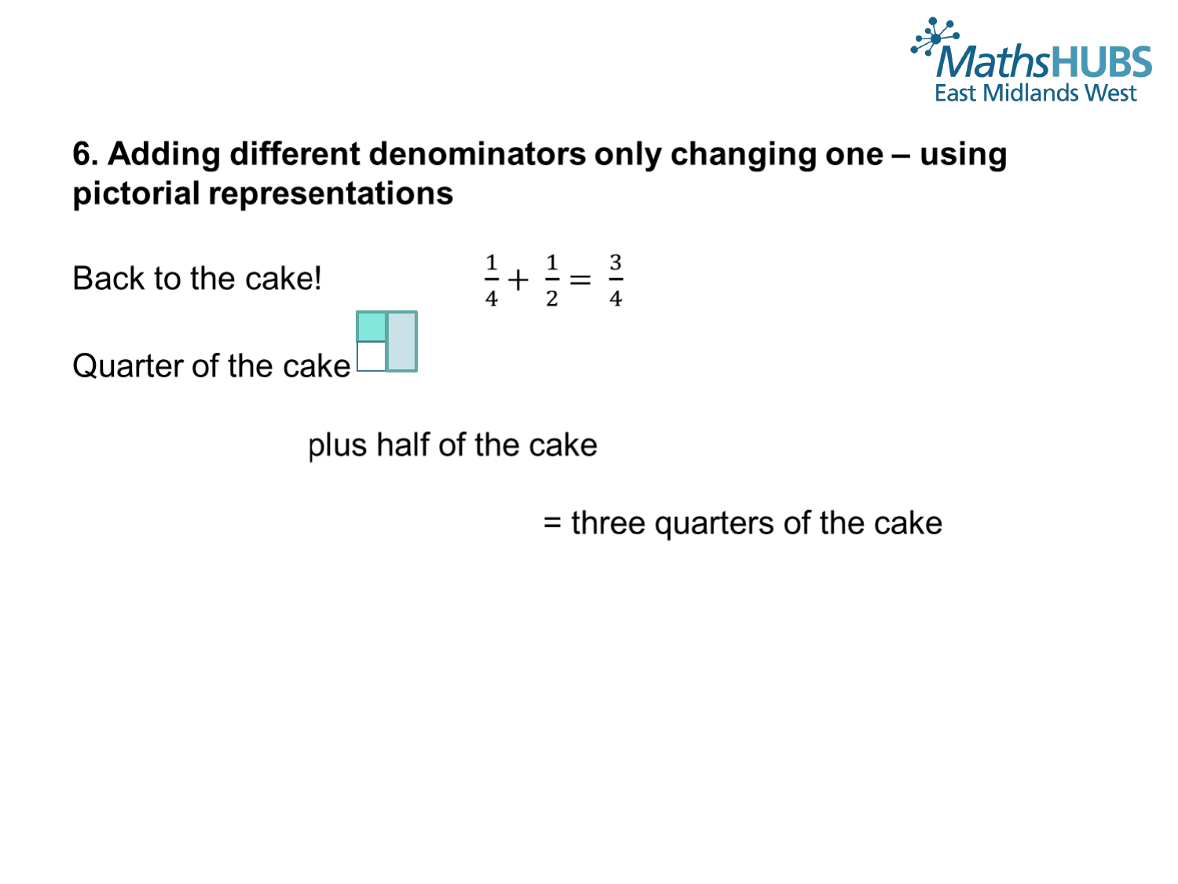## 6. Adding different denominators only changing one – using pictorial representations

Back to the cake! $\frac{1}{4} + \frac{1}{2} = \frac{3}{4}$

Quarter of the cake

plus half of the cake

= three quarters of the cake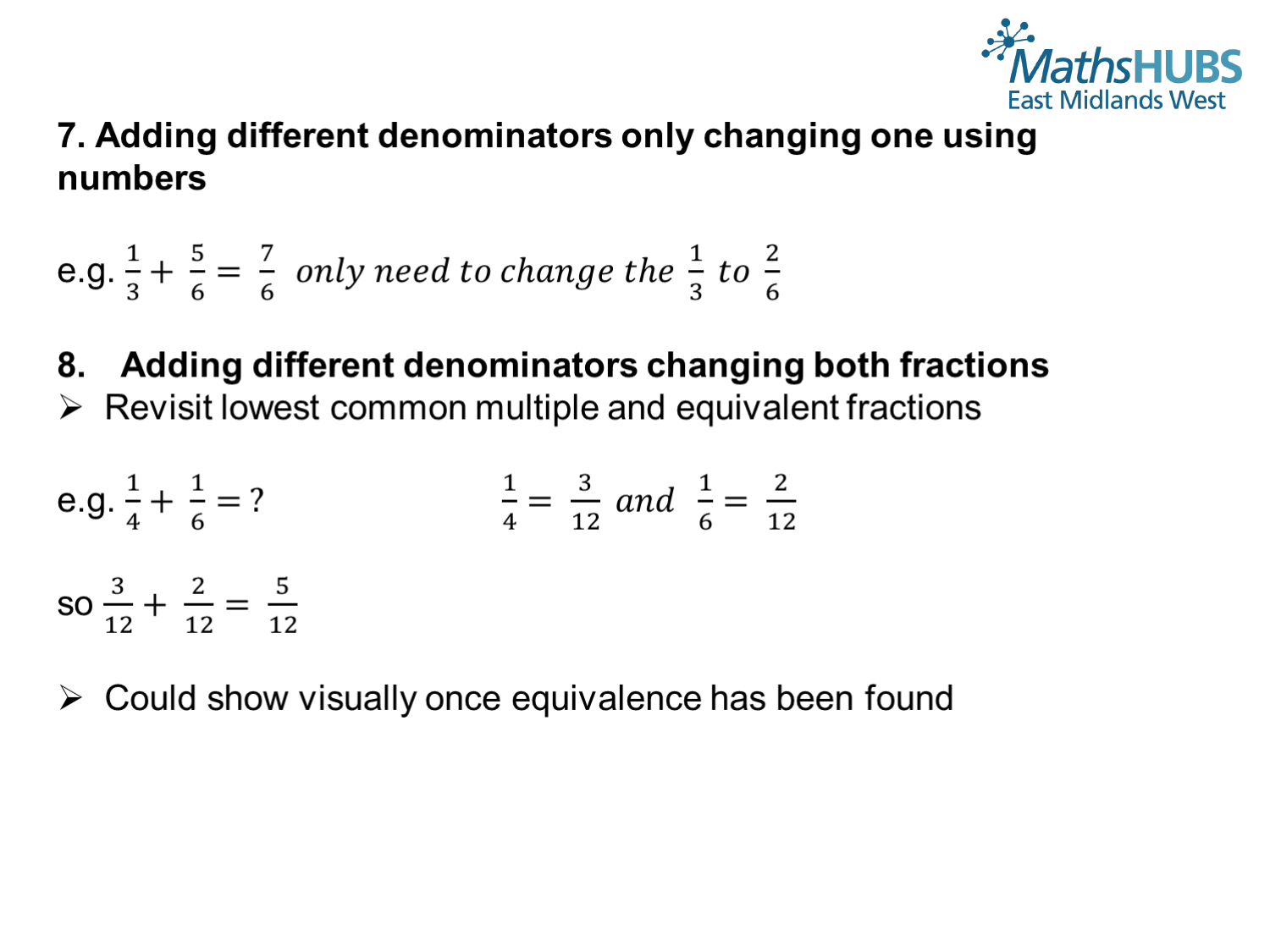### 7. Adding different denominators only changing one using numbers

e.g. $\frac{1}{3} + \frac{5}{6} = \frac{7}{6}$ *only need to change the* $\frac{1}{3}$ *to* $\frac{2}{6}$

### 8. Adding different denominators changing both fractions

- Revisit lowest common multiple and equivalent fractions

e.g. $\frac{1}{4} + \frac{1}{6} = ?$ $\frac{1}{4} = \frac{3}{12}$ *and* $\frac{1}{6} = \frac{2}{12}$

so $\frac{3}{12} + \frac{2}{12} = \frac{5}{12}$

- Could show visually once equivalence has been found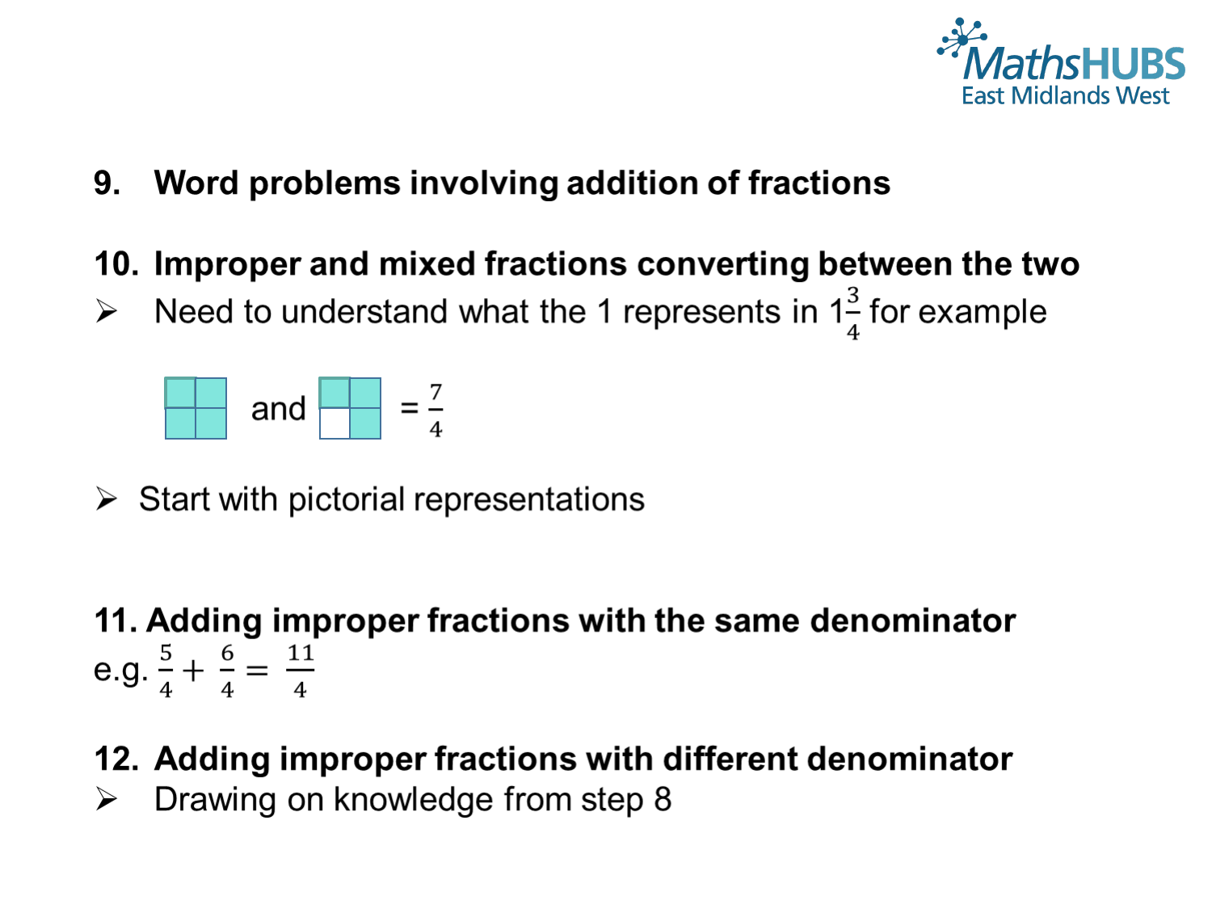9. **Word problems involving addition of fractions**

10. **Improper and mixed fractions converting between the two**

- Need to understand what the 1 represents in $1\frac{3}{4}$ for example

and $= \frac{7}{4}$

- Start with pictorial representations

11. **Adding improper fractions with the same denominator**

e.g. $\frac{5}{4} + \frac{6}{4} = \frac{11}{4}$

12. **Adding improper fractions with different denominator**

- Drawing on knowledge from step 8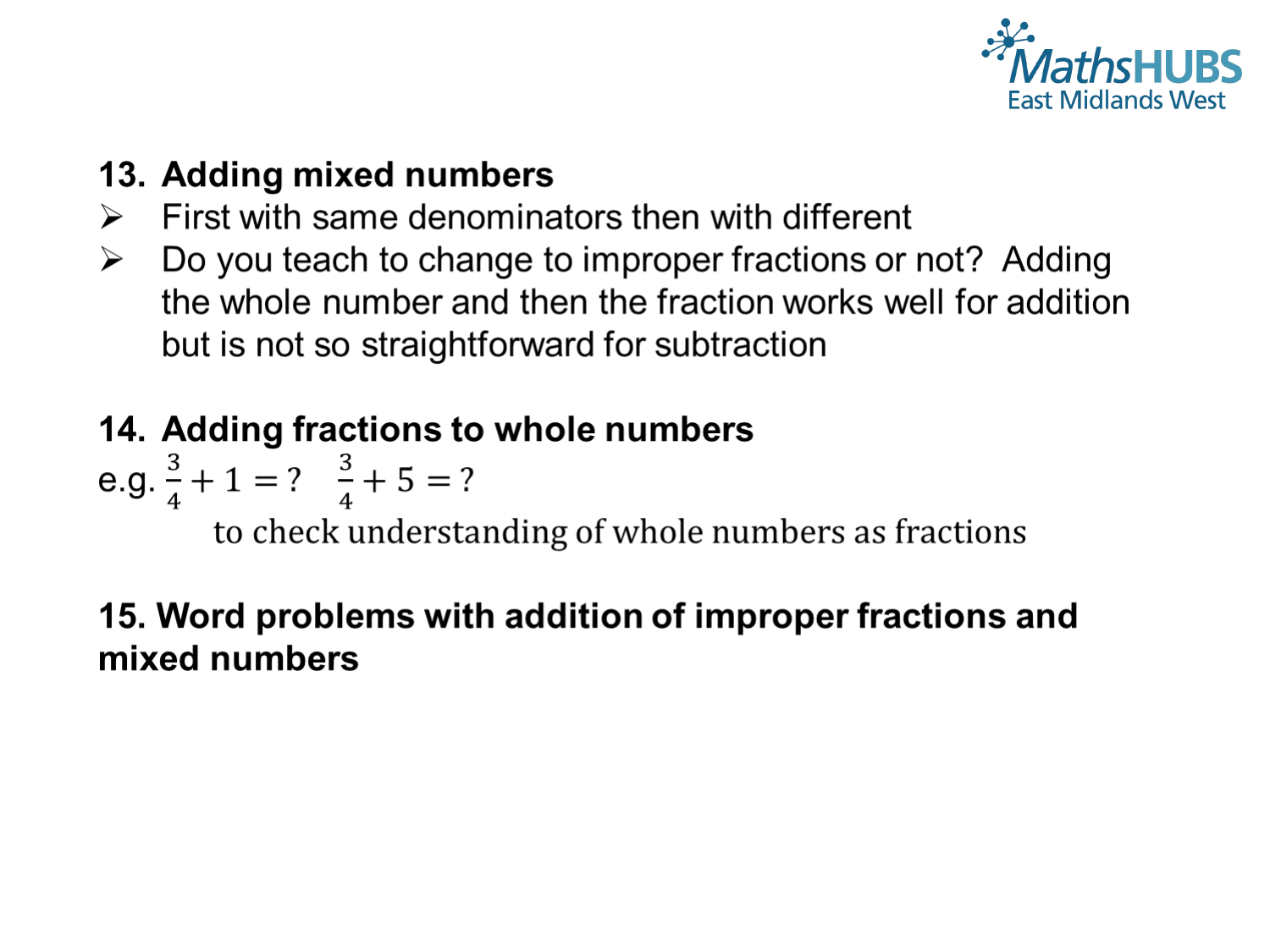## 13. Adding mixed numbers

- First with same denominators then with different
- Do you teach to change to improper fractions or not? Adding the whole number and then the fraction works well for addition but is not so straightforward for subtraction

## 14. Adding fractions to whole numbers

e.g. $\frac{3}{4} + 1 = ?$ $\quad \frac{3}{4} + 5 = ?$

to check understanding of whole numbers as fractions

## 15. Word problems with addition of improper fractions and mixed numbers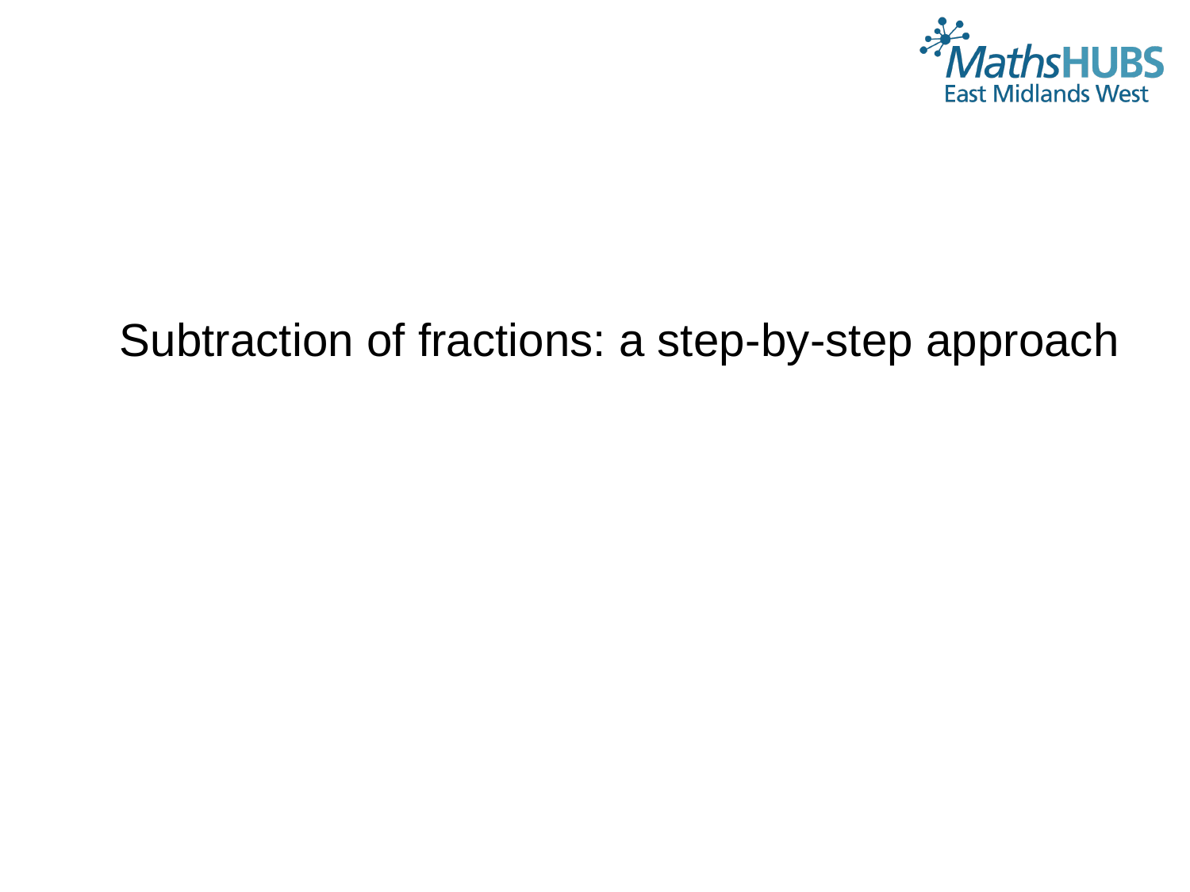# Subtraction of fractions: a step-by-step approach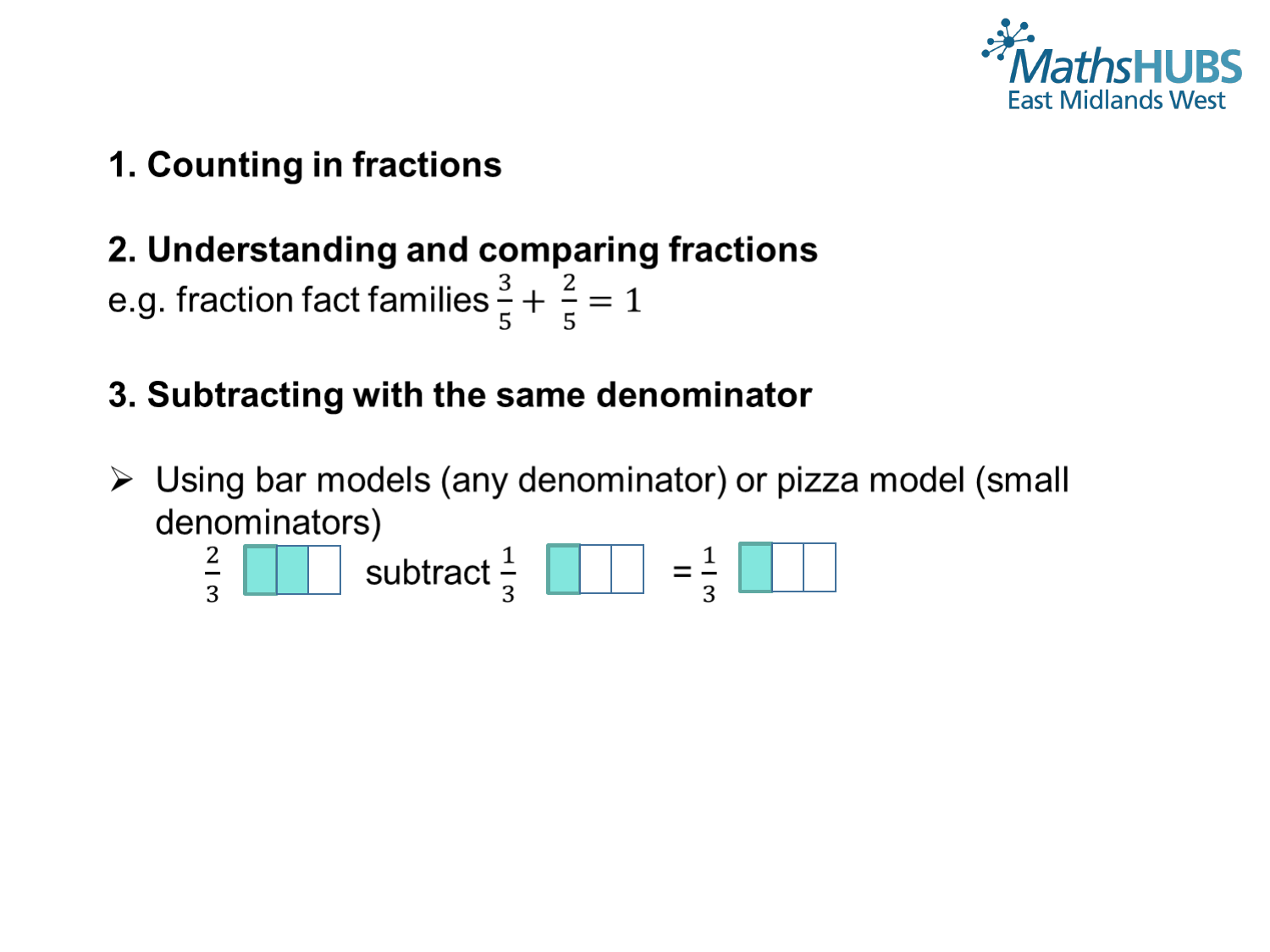**1. Counting in fractions**

**2. Understanding and comparing fractions**

e.g. fraction fact families $\frac{3}{5} + \frac{2}{5} = 1$

**3. Subtracting with the same denominator**

- Using bar models (any denominator) or pizza model (small denominators)

  $\frac{2}{3}$ subtract $\frac{1}{3}$ = $\frac{1}{3}$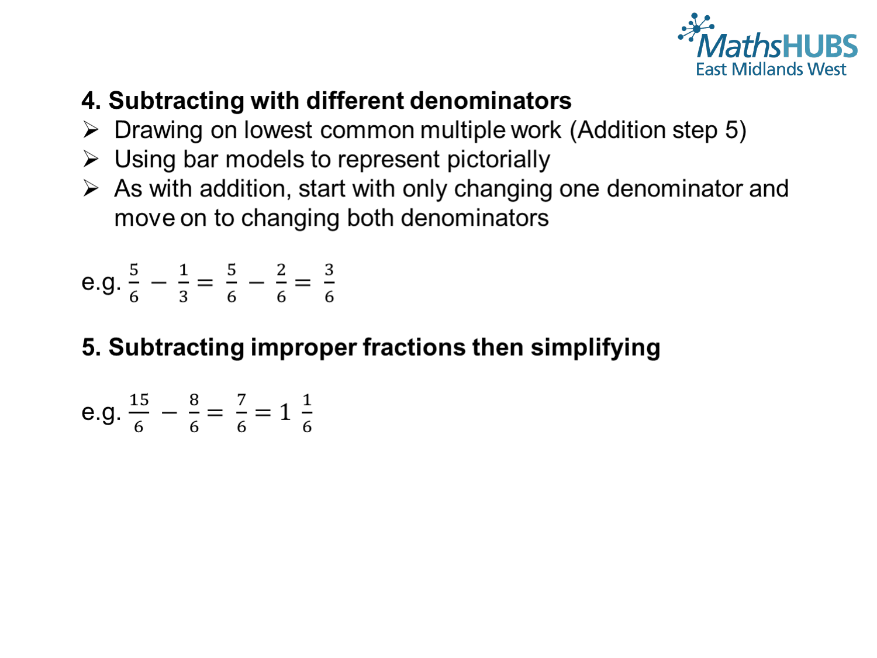## 4. Subtracting with different denominators

- Drawing on lowest common multiple work (Addition step 5)
- Using bar models to represent pictorially
- As with addition, start with only changing one denominator and move on to changing both denominators

e.g. $\frac{5}{6} - \frac{1}{3} = \frac{5}{6} - \frac{2}{6} = \frac{3}{6}$

## 5. Subtracting improper fractions then simplifying

e.g. $\frac{15}{6} - \frac{8}{6} = \frac{7}{6} = 1\ \frac{1}{6}$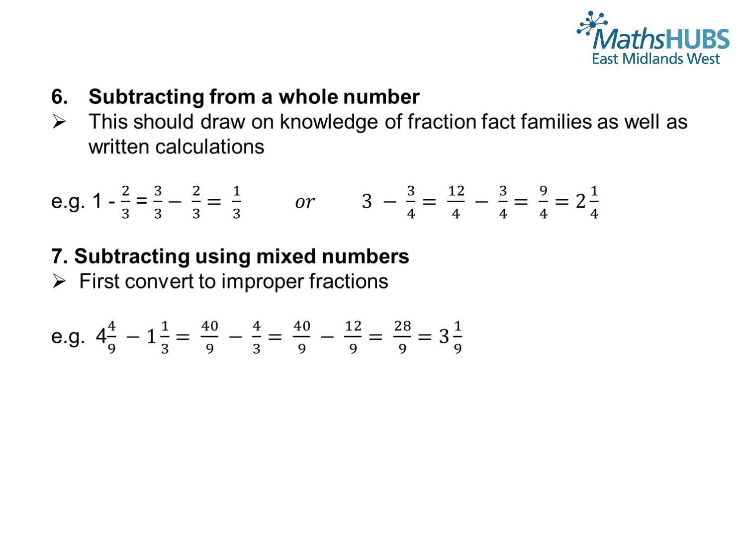## 6. Subtracting from a whole number

- This should draw on knowledge of fraction fact families as well as written calculations

e.g. $1 - \frac{2}{3} = \frac{3}{3} - \frac{2}{3} = \frac{1}{3}$ *or* $3 - \frac{3}{4} = \frac{12}{4} - \frac{3}{4} = \frac{9}{4} = 2\frac{1}{4}$

## 7. Subtracting using mixed numbers

- First convert to improper fractions

e.g. $4\frac{4}{9} - 1\frac{1}{3} = \frac{40}{9} - \frac{4}{3} = \frac{40}{9} - \frac{12}{9} = \frac{28}{9} = 3\frac{1}{9}$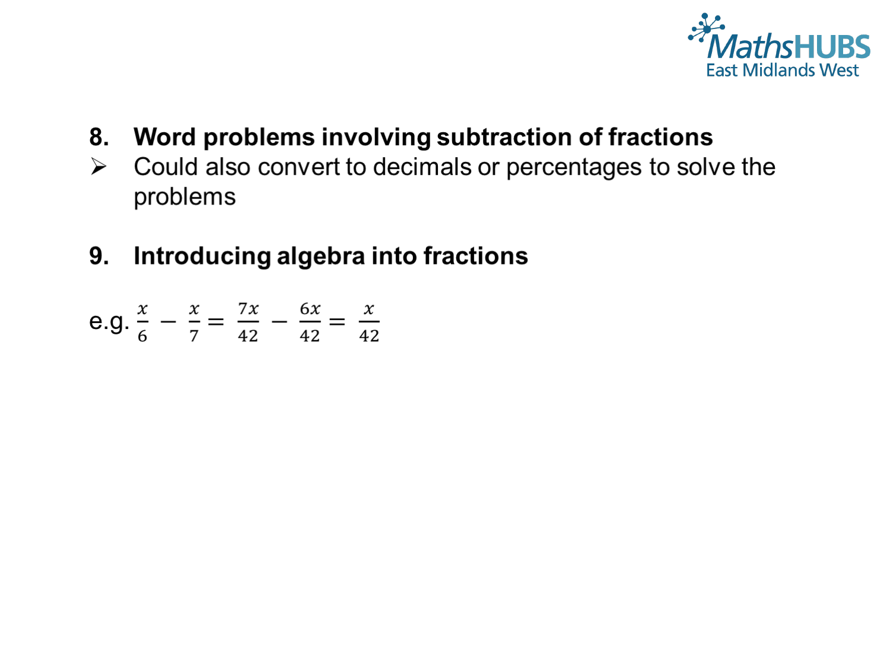8. **Word problems involving subtraction of fractions**

➢ Could also convert to decimals or percentages to solve the problems

9. **Introducing algebra into fractions**

e.g. $\frac{x}{6} - \frac{x}{7} = \frac{7x}{42} - \frac{6x}{42} = \frac{x}{42}$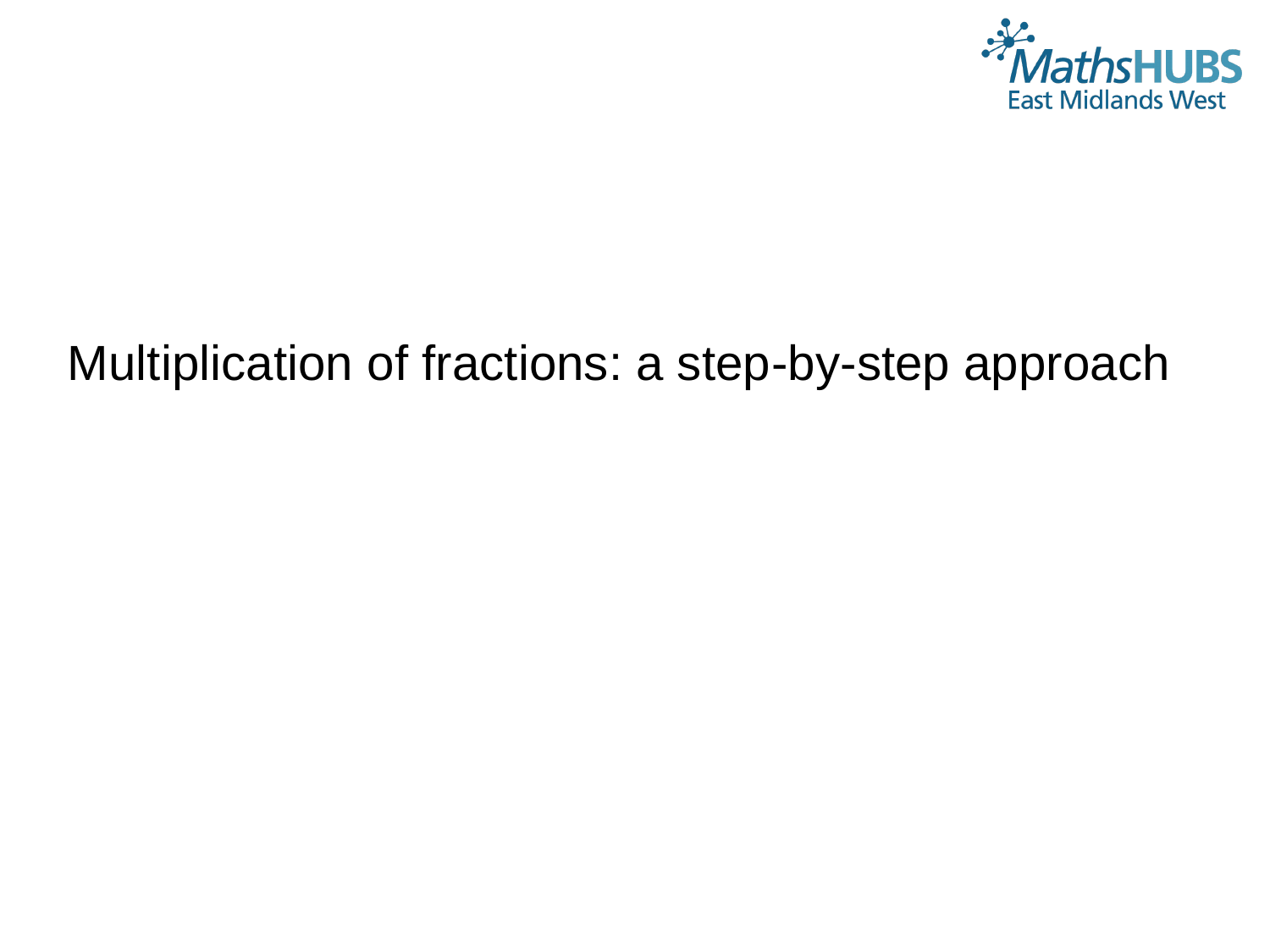# Multiplication of fractions: a step-by-step approach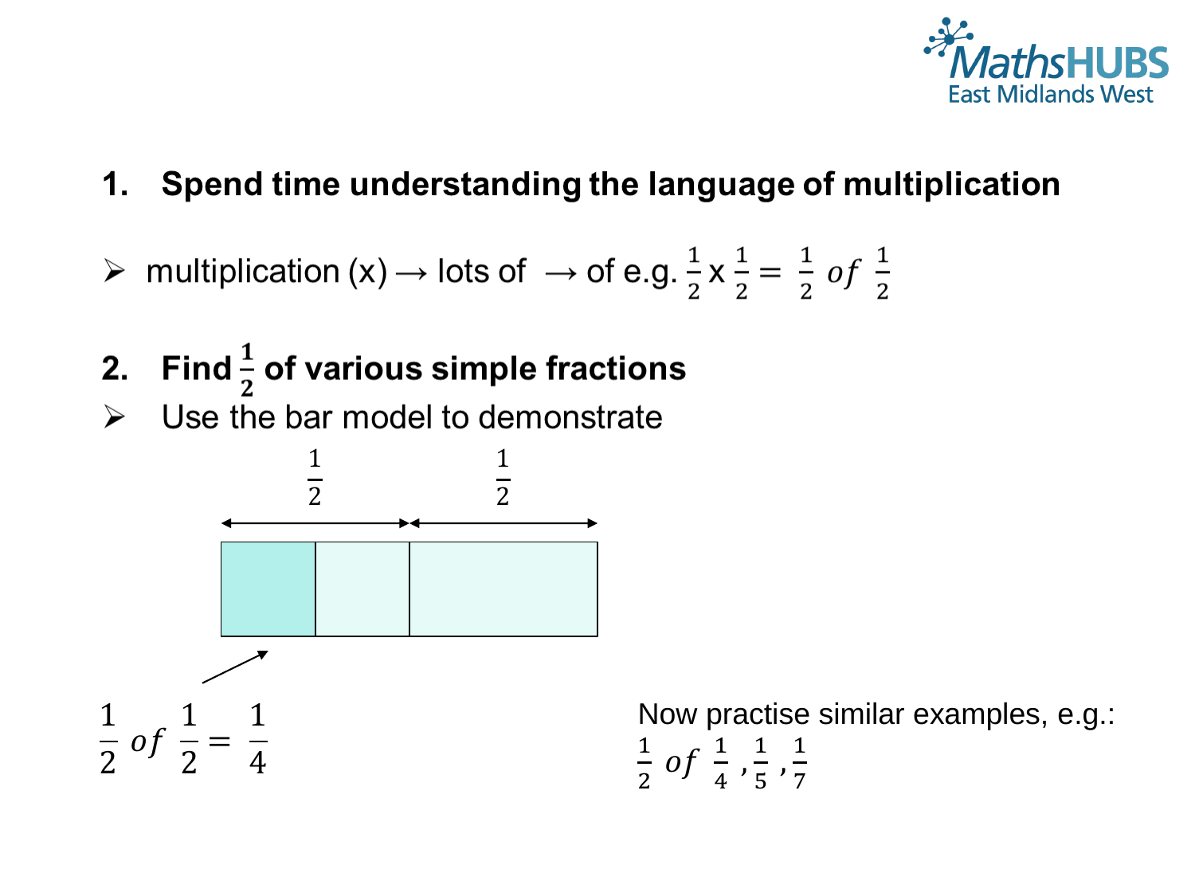1. **Spend time understanding the language of multiplication**

- multiplication (x) → lots of → of e.g. $\frac{1}{2} \times \frac{1}{2} = \frac{1}{2}\ of\ \frac{1}{2}$

2. **Find $\frac{1}{2}$ of various simple fractions**

- Use the bar model to demonstrate

$\frac{1}{2}$ $\frac{1}{2}$

$\frac{1}{2}\ of\ \frac{1}{2} = \frac{1}{4}$

Now practise similar examples, e.g.:
$\frac{1}{2}\ of\ \frac{1}{4}, \frac{1}{5}, \frac{1}{7}$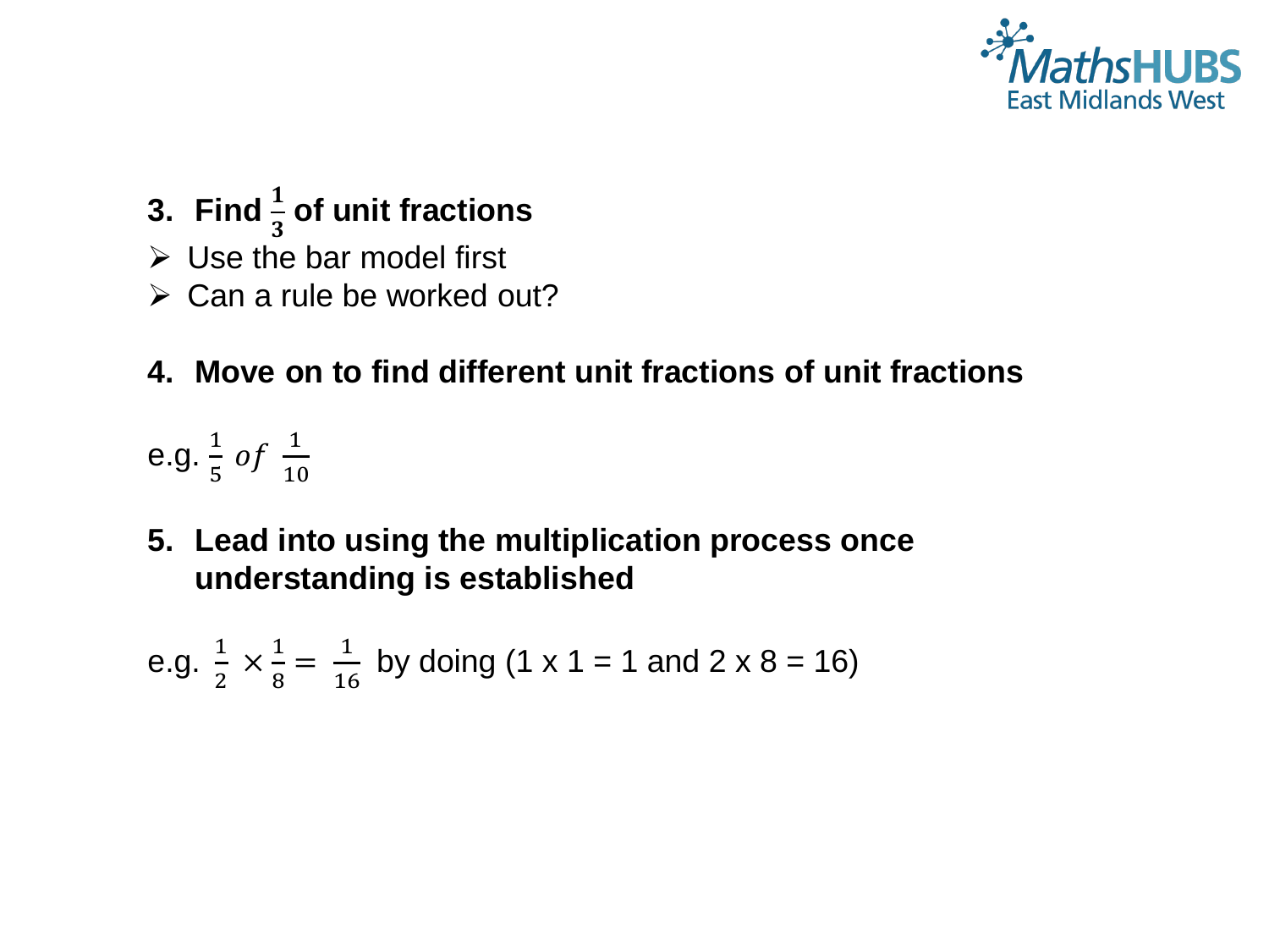3. **Find $\frac{1}{3}$ of unit fractions**

- Use the bar model first
- Can a rule be worked out?

4. **Move on to find different unit fractions of unit fractions**

e.g. $\frac{1}{5}\ of\ \frac{1}{10}$

5. **Lead into using the multiplication process once understanding is established**

e.g. $\frac{1}{2} \times \frac{1}{8} = \frac{1}{16}$ by doing (1 x 1 = 1 and 2 x 8 = 16)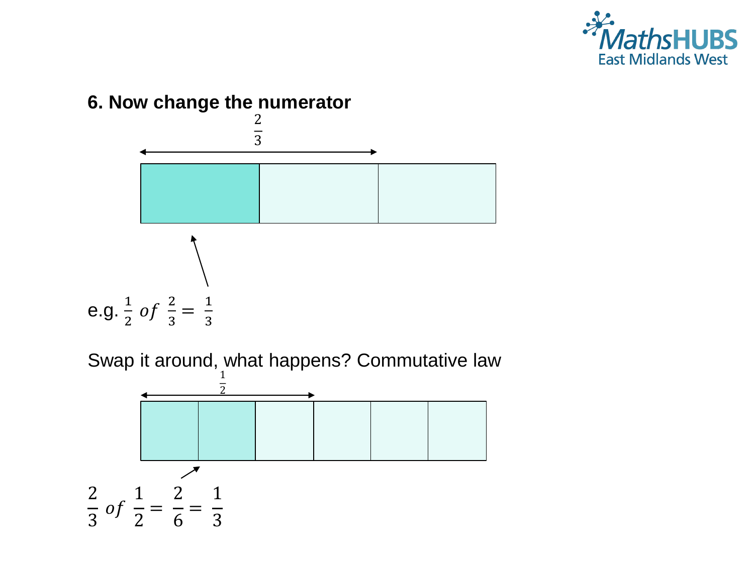### 6. Now change the numerator

$\frac{2}{3}$

e.g. $\frac{1}{2}$ *of* $\frac{2}{3} = \frac{1}{3}$

Swap it around, what happens? Commutative law

$\frac{1}{2}$

$\frac{2}{3}$ *of* $\frac{1}{2} = \frac{2}{6} = \frac{1}{3}$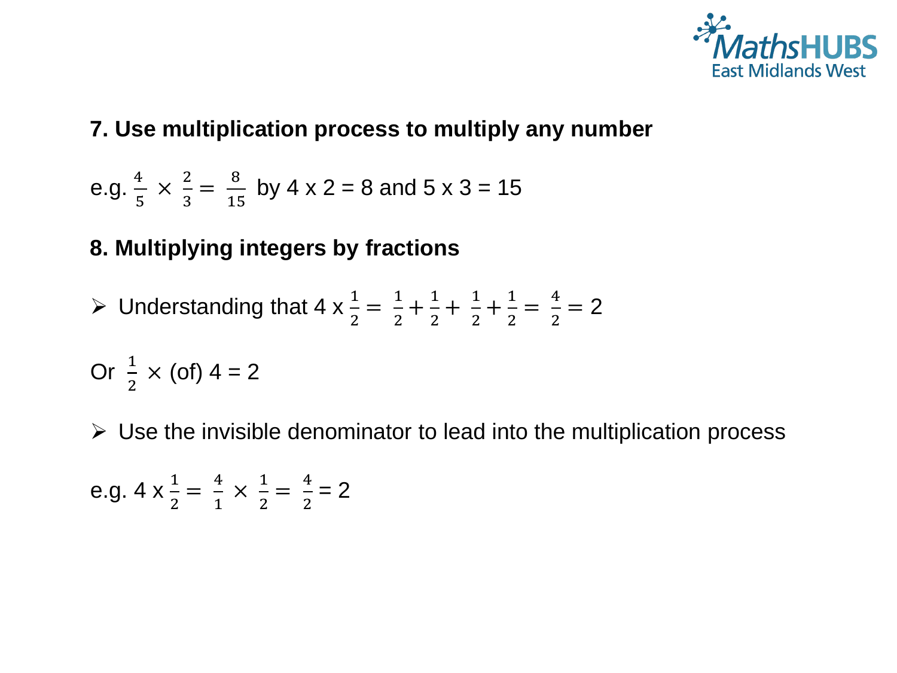**7. Use multiplication process to multiply any number**

e.g. $\frac{4}{5} \times \frac{2}{3} = \frac{8}{15}$ by 4 x 2 = 8 and 5 x 3 = 15

**8. Multiplying integers by fractions**

- Understanding that 4 x $\frac{1}{2} = \frac{1}{2} + \frac{1}{2} + \frac{1}{2} + \frac{1}{2} = \frac{4}{2}$ = 2

Or $\frac{1}{2} \times$ (of) 4 = 2

- Use the invisible denominator to lead into the multiplication process

e.g. 4 x $\frac{1}{2} = \frac{4}{1} \times \frac{1}{2} = \frac{4}{2}$ = 2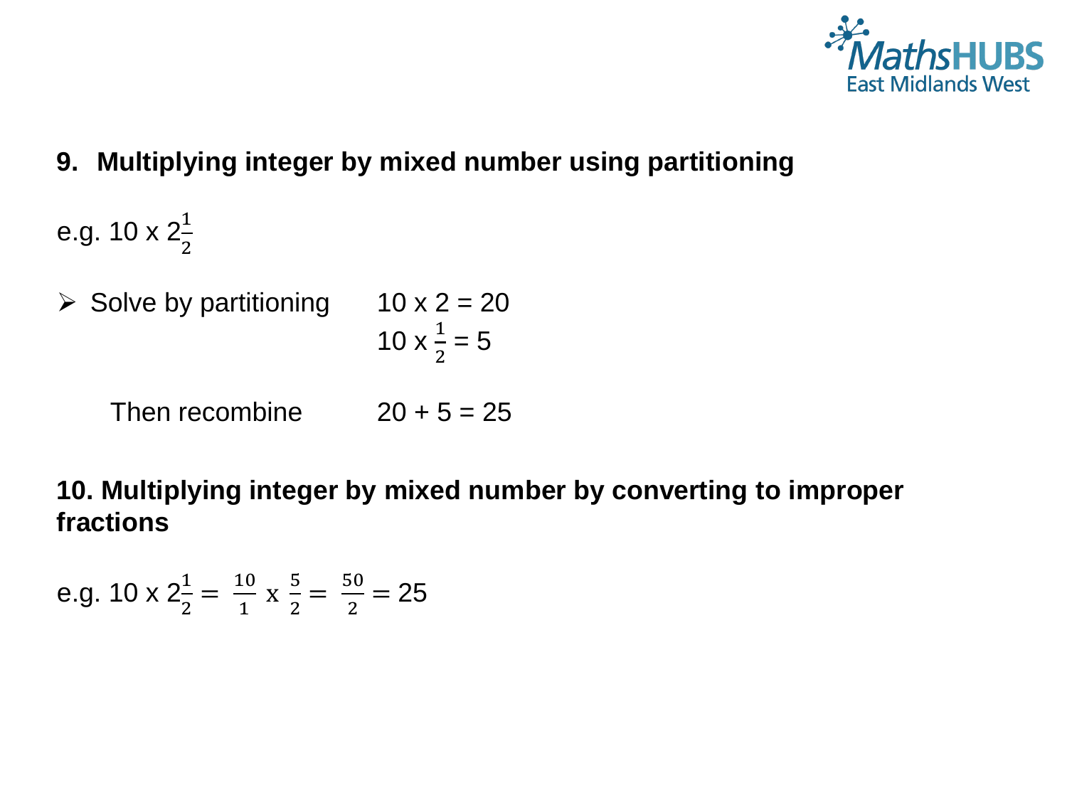**9. Multiplying integer by mixed number using partitioning**

e.g. $10 \times 2\frac{1}{2}$

- Solve by partitioning $\quad 10 \times 2 = 20$

  $10 \times \frac{1}{2} = 5$

  Then recombine $\quad 20 + 5 = 25$

**10. Multiplying integer by mixed number by converting to improper fractions**

e.g. $10 \times 2\frac{1}{2} = \frac{10}{1} \times \frac{5}{2} = \frac{50}{2} = 25$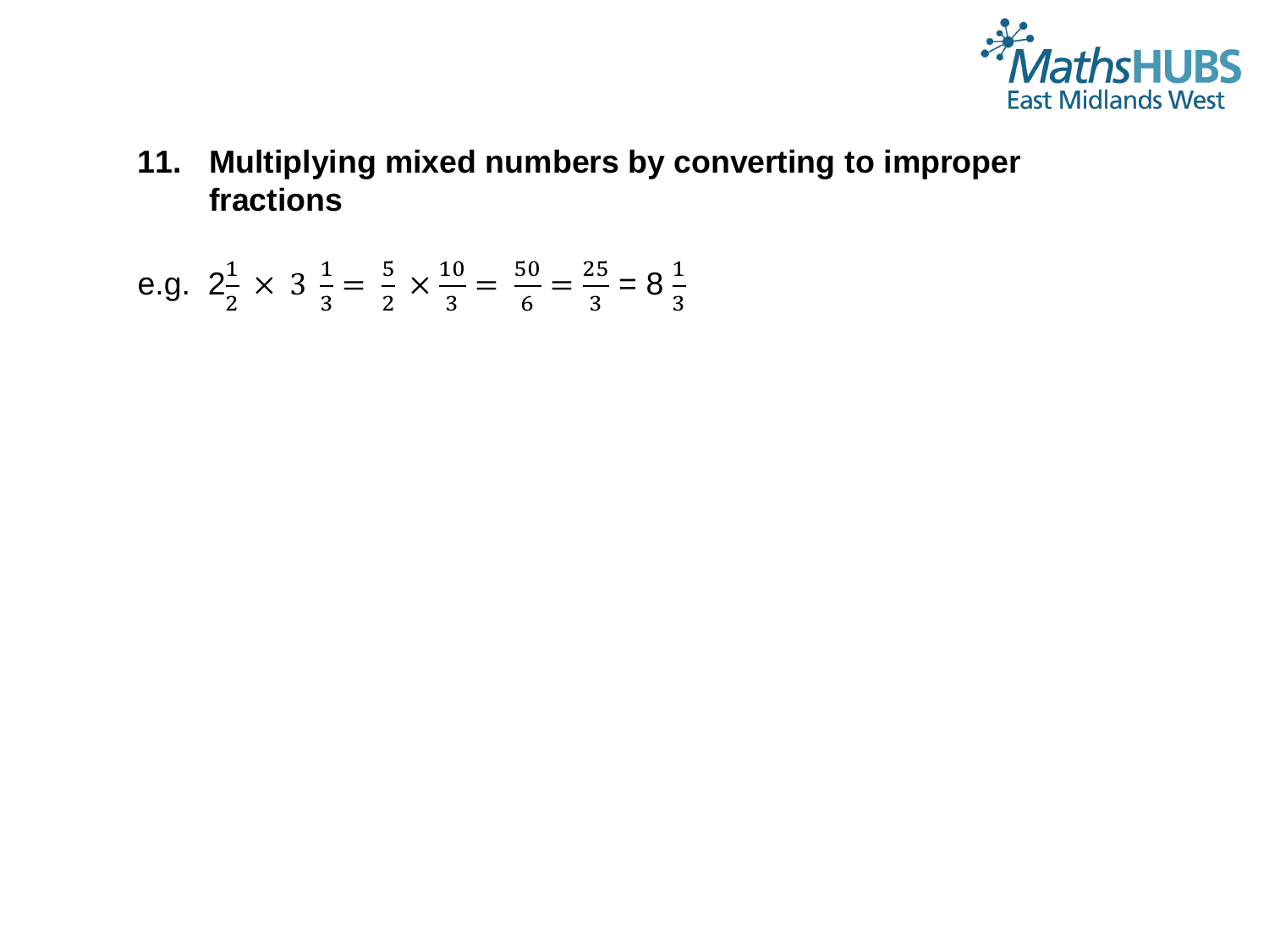## 11. Multiplying mixed numbers by converting to improper fractions

e.g. $2\frac{1}{2} \times 3\ \frac{1}{3} = \frac{5}{2} \times \frac{10}{3} = \frac{50}{6} = \frac{25}{3} = 8\ \frac{1}{3}$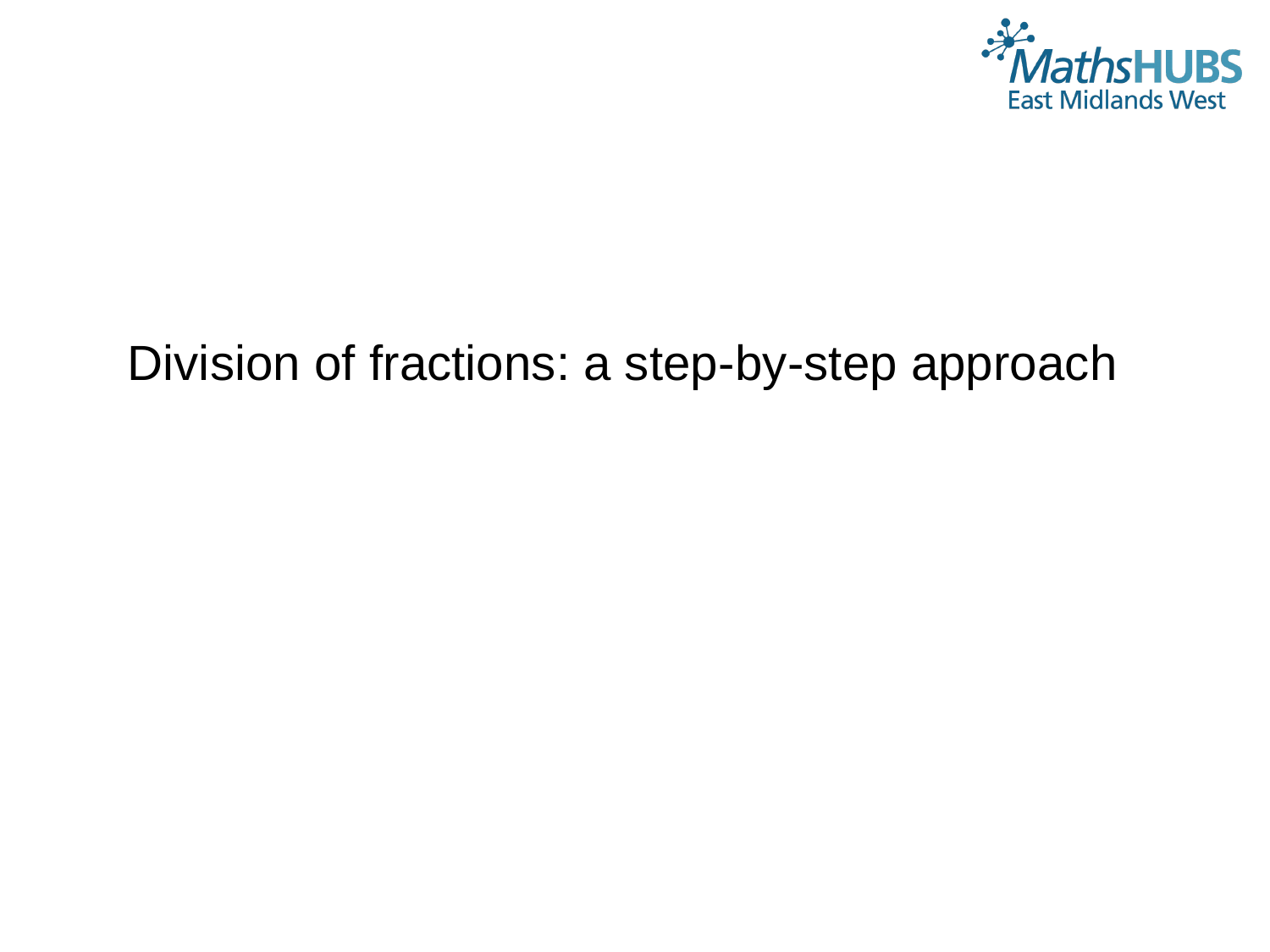# Division of fractions: a step-by-step approach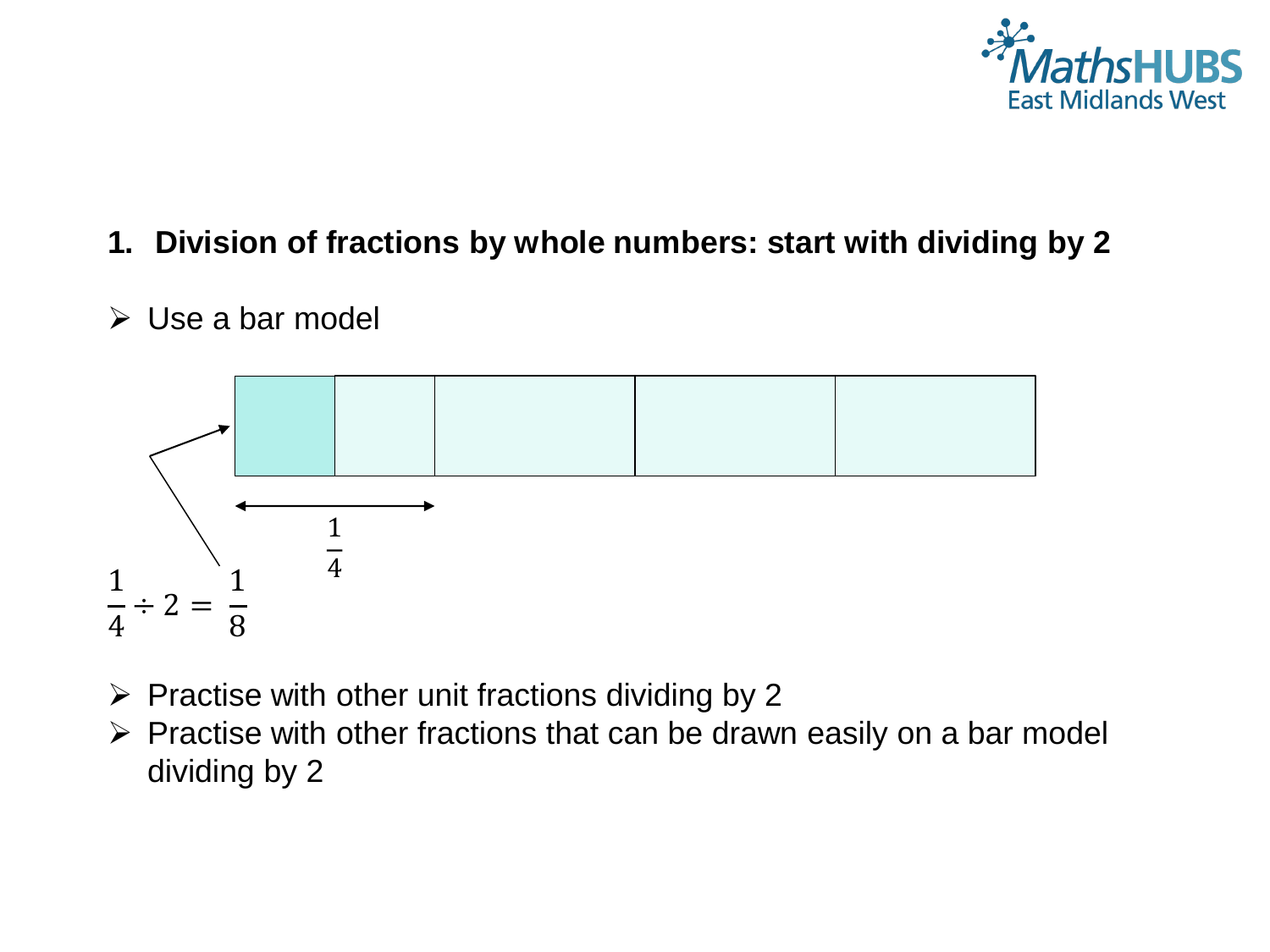## 1. Division of fractions by whole numbers: start with dividing by 2

- Use a bar model

$\frac{1}{4}$

$$\frac{1}{4} \div 2 = \frac{1}{8}$$

- Practise with other unit fractions dividing by 2
- Practise with other fractions that can be drawn easily on a bar model dividing by 2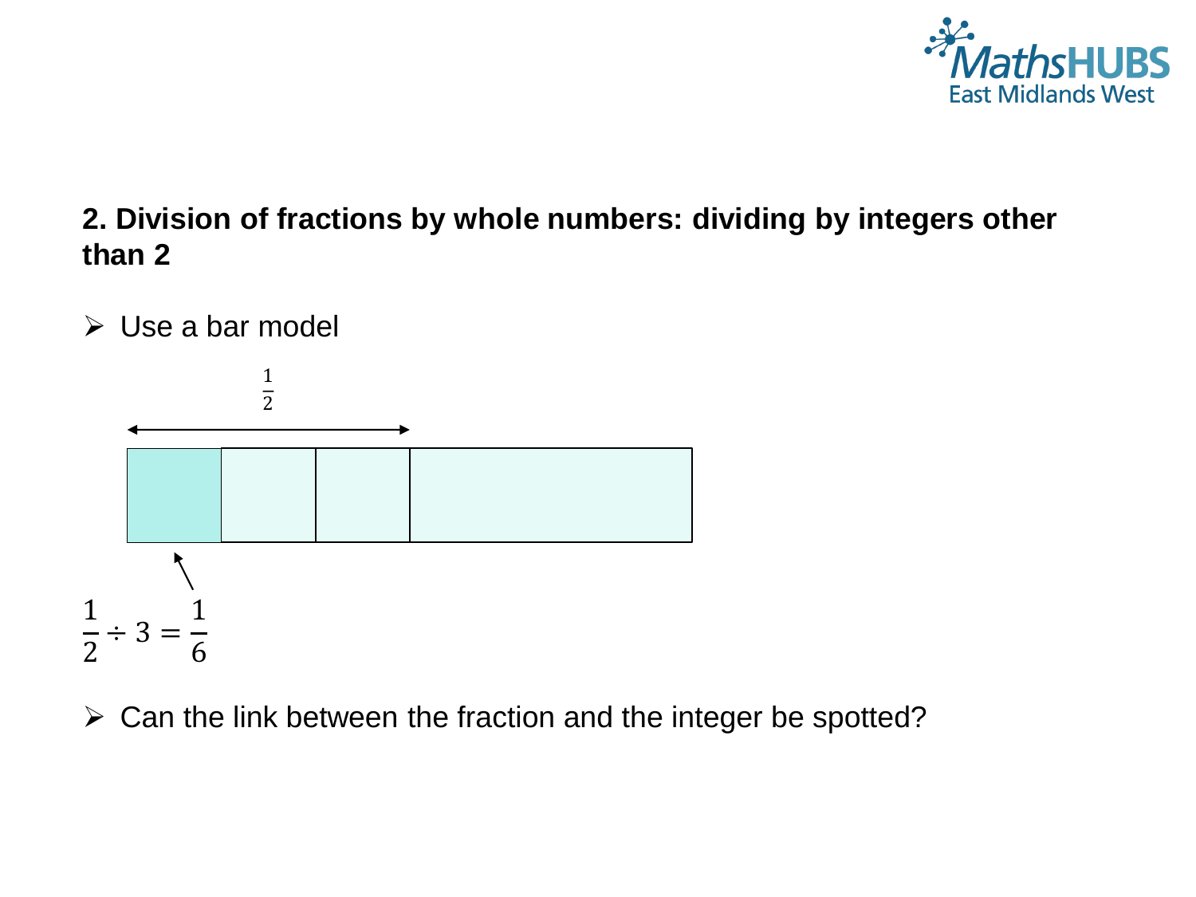## 2. Division of fractions by whole numbers: dividing by integers other than 2

- Use a bar model

$\frac{1}{2}$

$$\frac{1}{2} \div 3 = \frac{1}{6}$$

- Can the link between the fraction and the integer be spotted?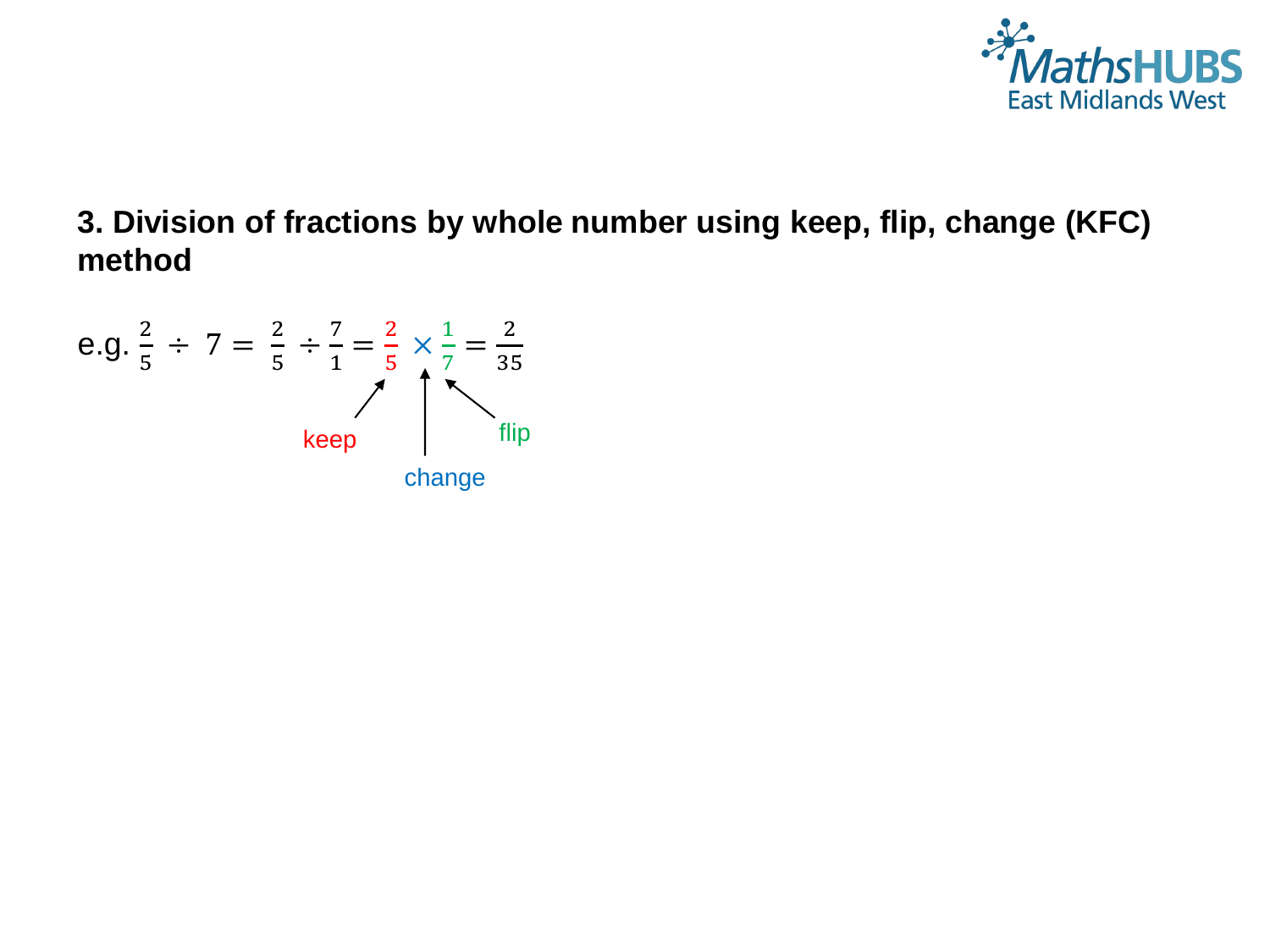### 3. Division of fractions by whole number using keep, flip, change (KFC) method

e.g. $\frac{2}{5} \div 7 = \frac{2}{5} \div \frac{7}{1} = \frac{2}{5} \times \frac{1}{7} = \frac{2}{35}$

keep

change

flip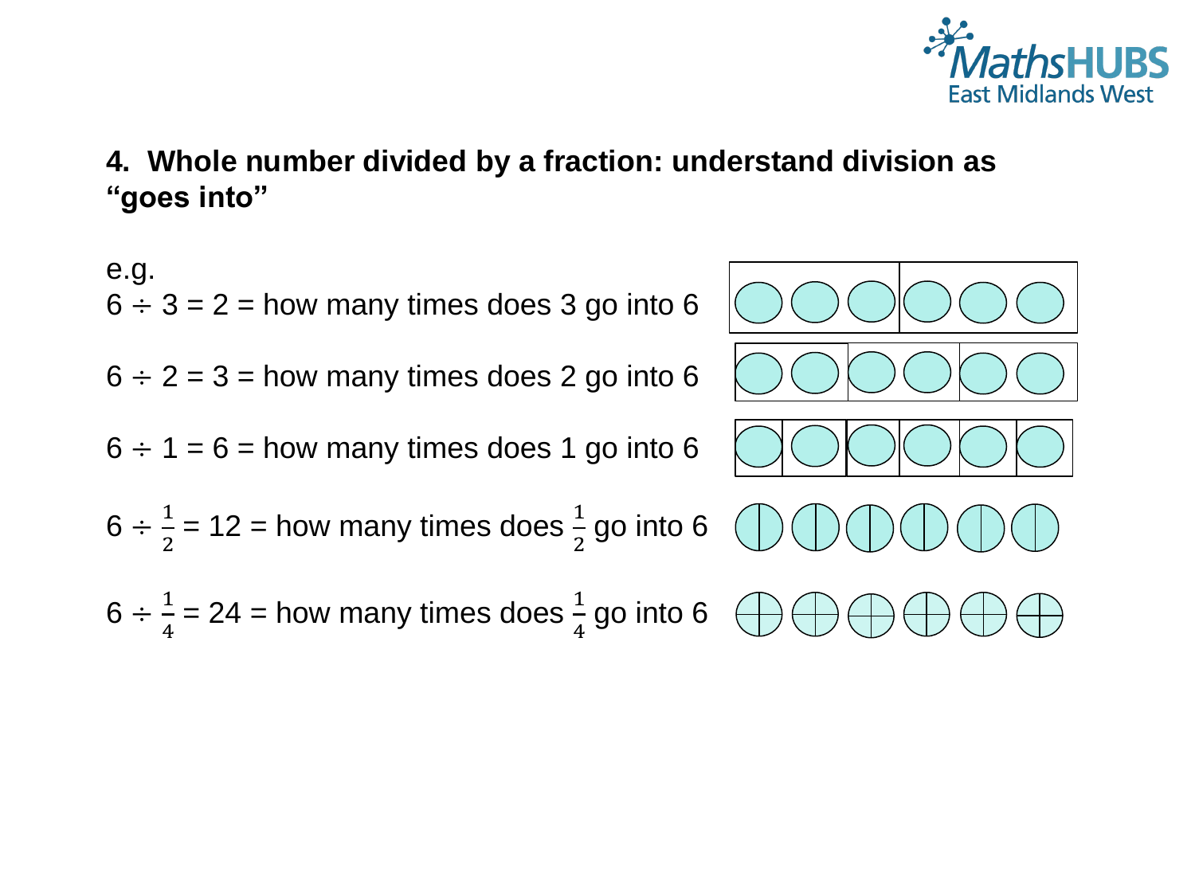## 4. Whole number divided by a fraction: understand division as "goes into"

e.g.

$6 \div 3 = 2$ = how many times does 3 go into 6

$6 \div 2 = 3$ = how many times does 2 go into 6

$6 \div 1 = 6$ = how many times does 1 go into 6

$6 \div \frac{1}{2} = 12$ = how many times does $\frac{1}{2}$ go into 6

$6 \div \frac{1}{4} = 24$ = how many times does $\frac{1}{4}$ go into 6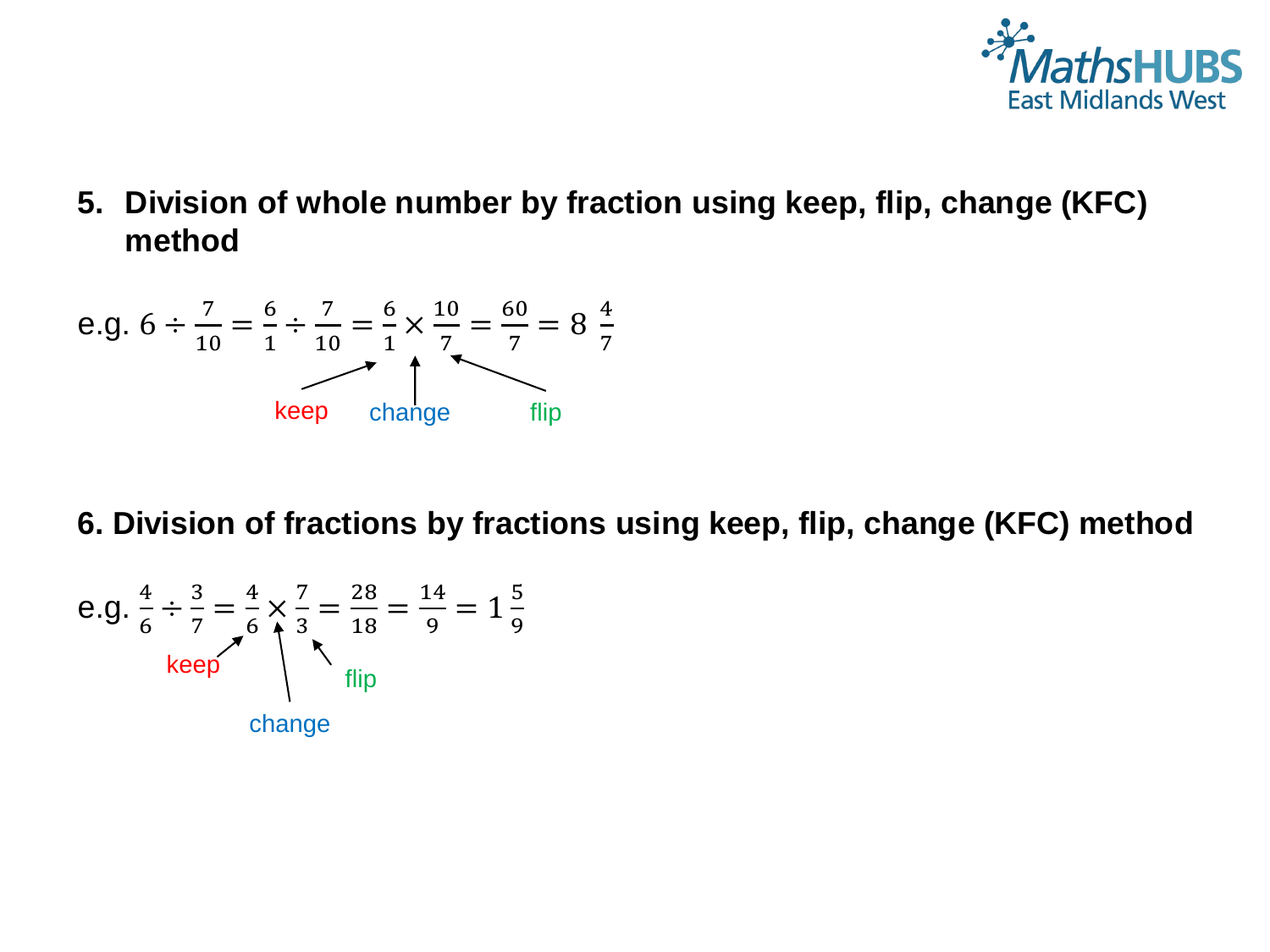5. **Division of whole number by fraction using keep, flip, change (KFC) method**

e.g. $6 \div \frac{7}{10} = \frac{6}{1} \div \frac{7}{10} = \frac{6}{1} \times \frac{10}{7} = \frac{60}{7} = 8\ \frac{4}{7}$

keep change flip

**6. Division of fractions by fractions using keep, flip, change (KFC) method**

e.g. $\frac{4}{6} \div \frac{3}{7} = \frac{4}{6} \times \frac{7}{3} = \frac{28}{18} = \frac{14}{9} = 1\frac{5}{9}$

keep flip

change